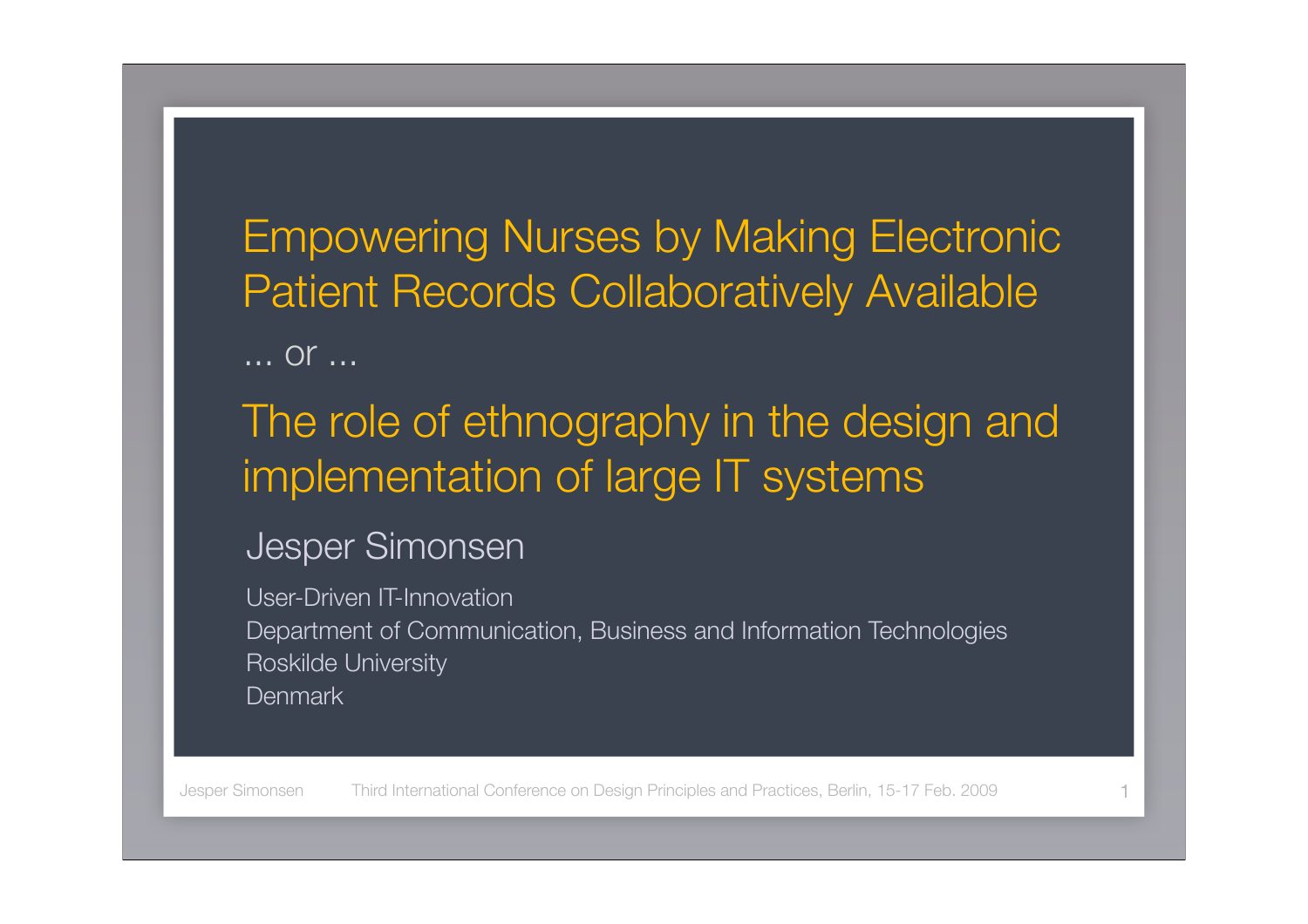# Empowering Nurses by Making Electronic Patient Records Collaboratively Available

... or ...

# The role of ethnography in the design and implementation of large IT systems

Jesper Simonsen

User-Driven IT-Innovation
Department of Communication, Business and Information Technologies
Roskilde University
Denmark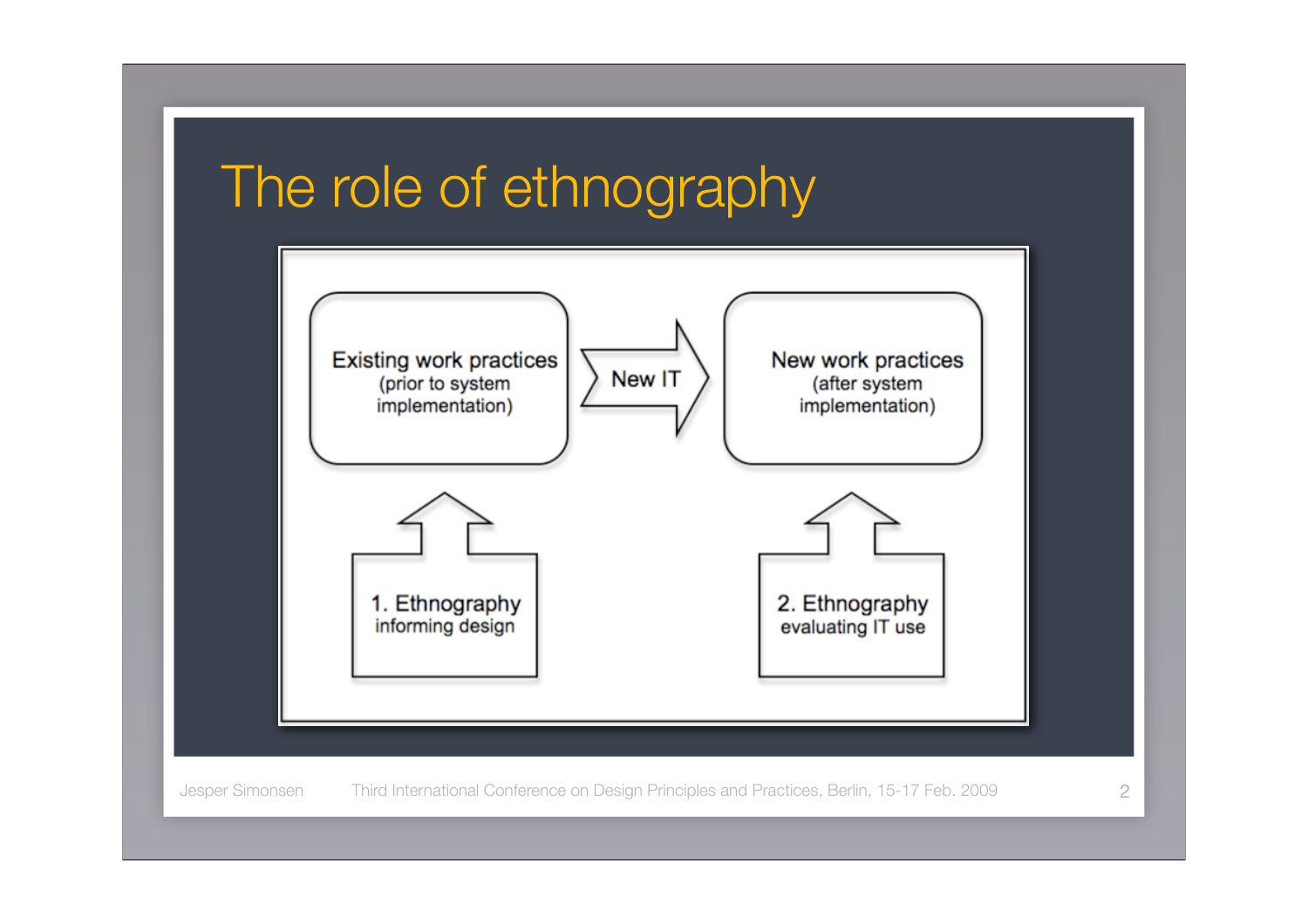# The role of ethnography

Existing work practices
(prior to system implementation)

New IT

New work practices
(after system implementation)

1. Ethnography
informing design

2. Ethnography
evaluating IT use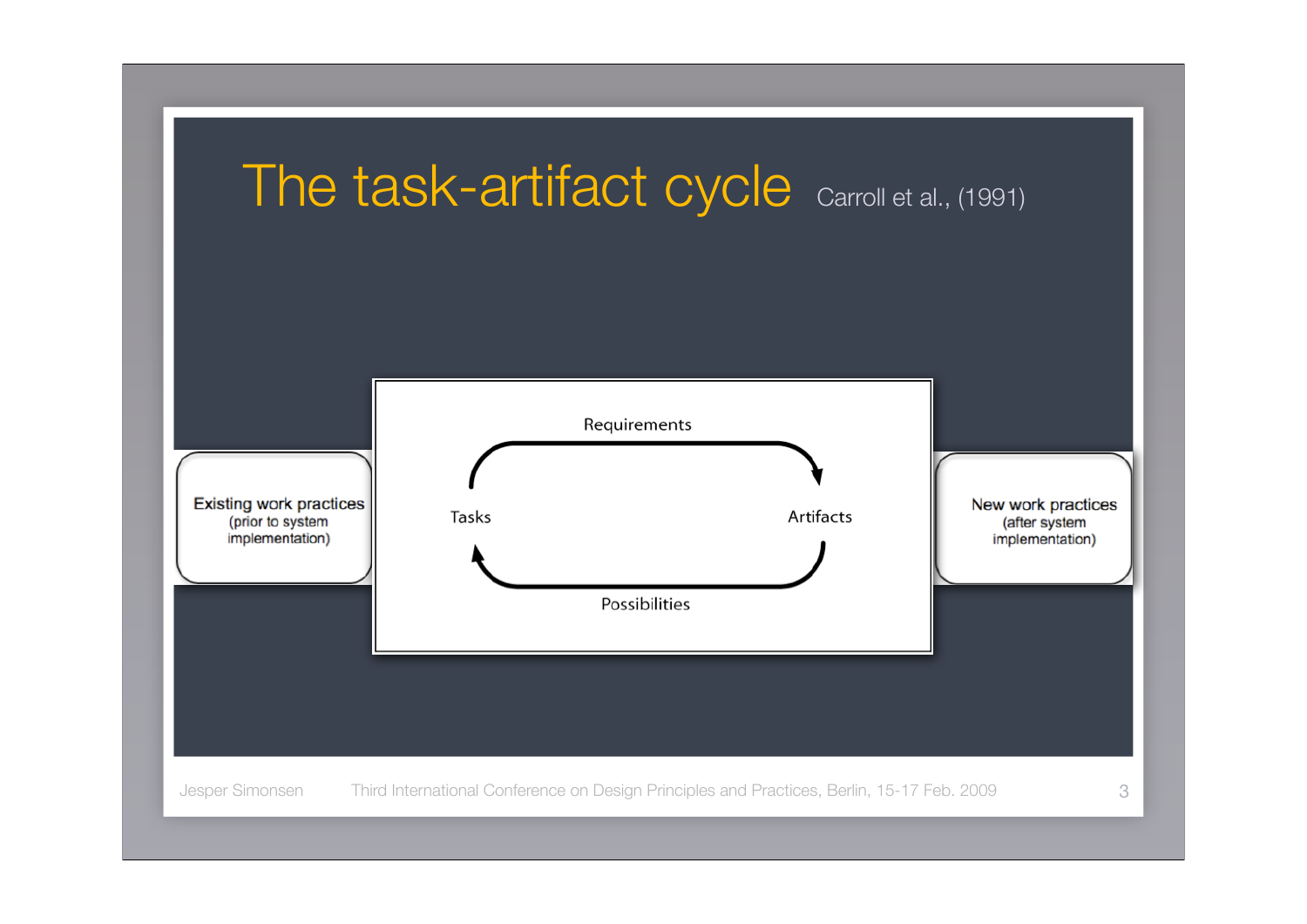# The task-artifact cycle

Carroll et al., (1991)

Existing work practices (prior to system implementation)

Requirements

Tasks

Artifacts

Possibilities

New work practices (after system implementation)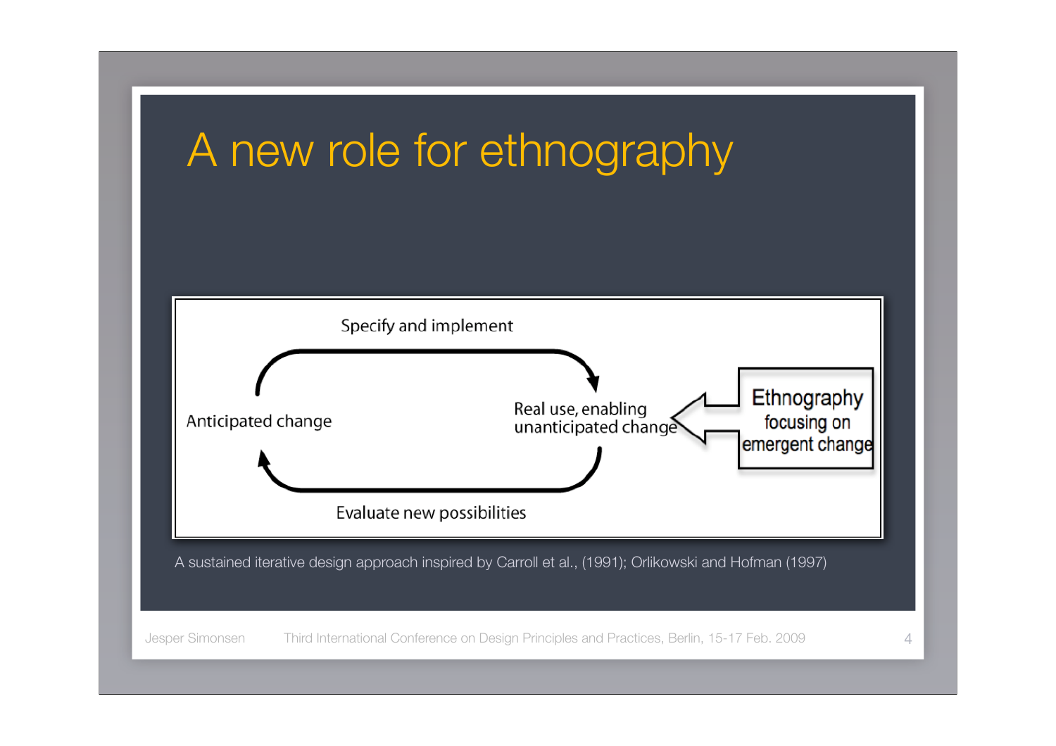# A new role for ethnography

Specify and implement

Anticipated change

Real use, enabling unanticipated change

Ethnography focusing on emergent change

Evaluate new possibilities

A sustained iterative design approach inspired by Carroll et al., (1991); Orlikowski and Hofman (1997)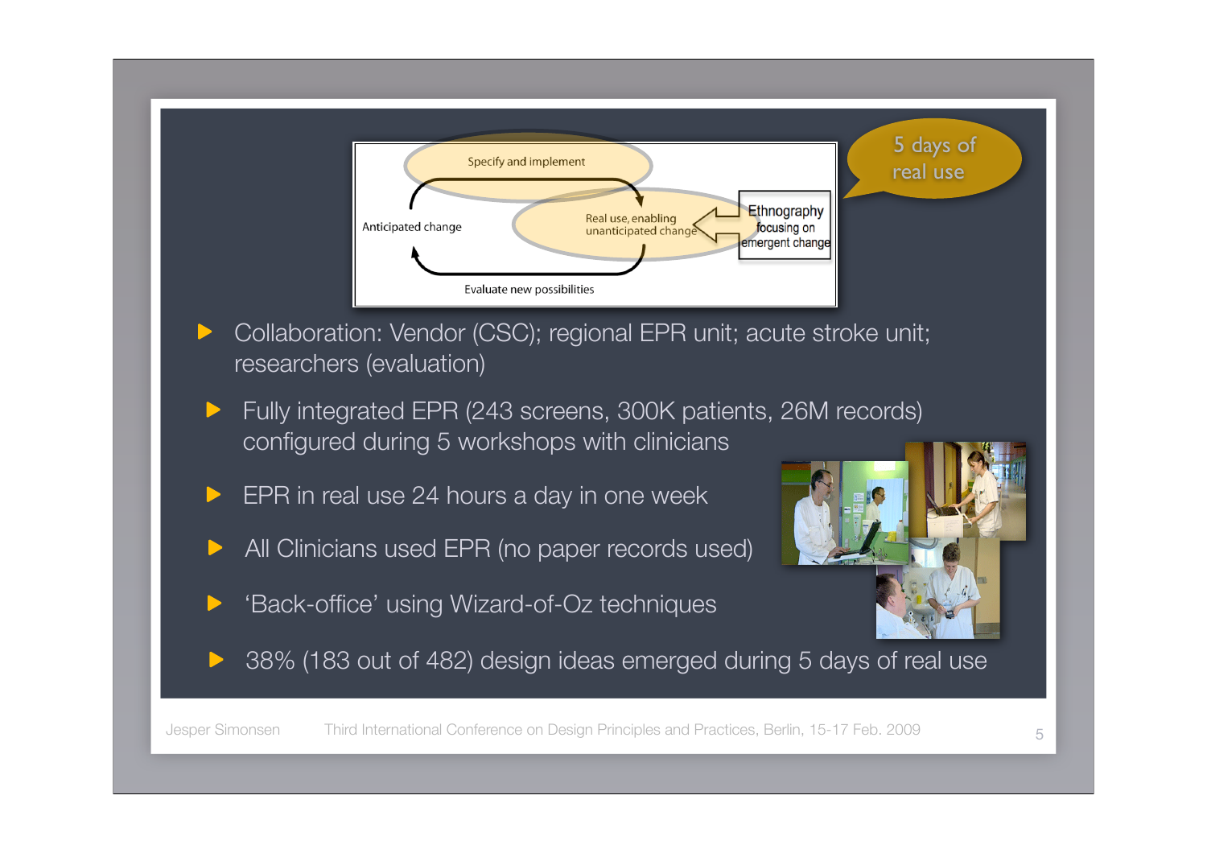5 days of real use

Specify and implement

Anticipated change

Real use, enabling unanticipated change

Ethnography focusing on emergent change

Evaluate new possibilities

- Collaboration: Vendor (CSC); regional EPR unit; acute stroke unit; researchers (evaluation)
  - Fully integrated EPR (243 screens, 300K patients, 26M records) configured during 5 workshops with clinicians
  - EPR in real use 24 hours a day in one week
  - All Clinicians used EPR (no paper records used)
  - 'Back-office' using Wizard-of-Oz techniques
  - 38% (183 out of 482) design ideas emerged during 5 days of real use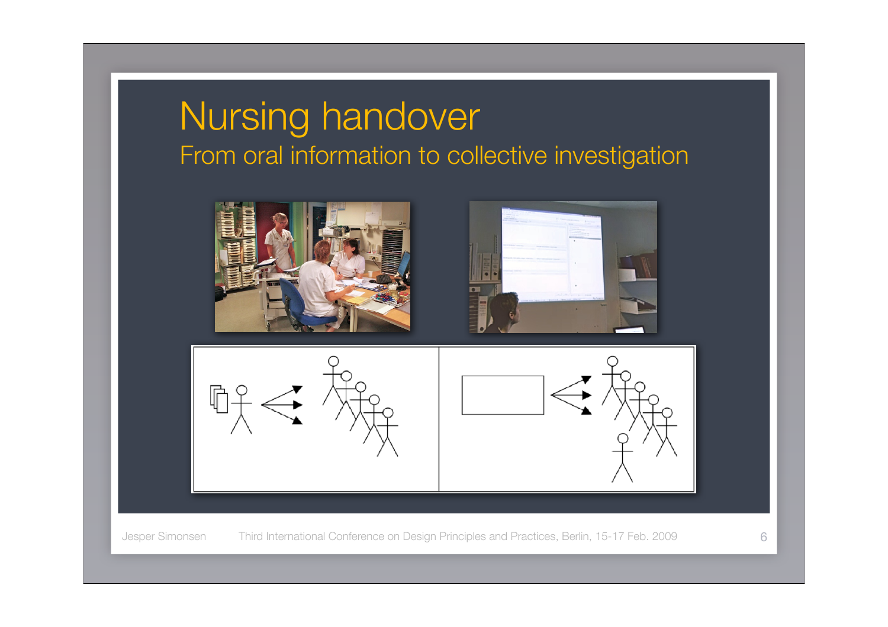# Nursing handover

## From oral information to collective investigation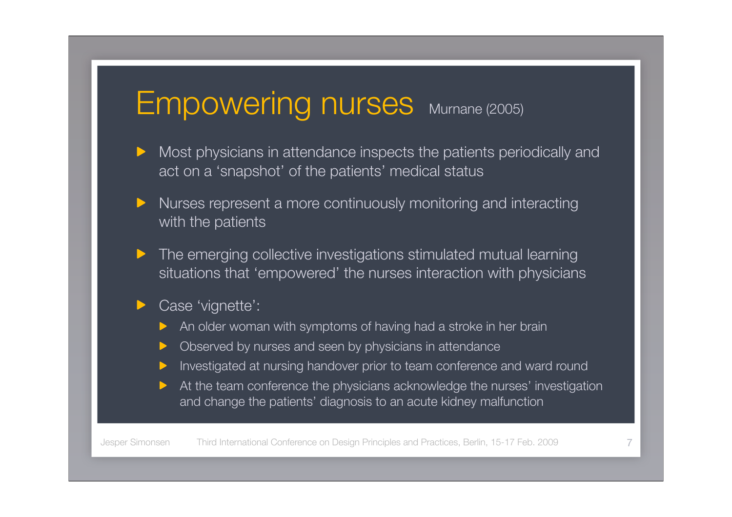# Empowering nurses Murnane (2005)

- Most physicians in attendance inspects the patients periodically and act on a 'snapshot' of the patients' medical status
- Nurses represent a more continuously monitoring and interacting with the patients
- The emerging collective investigations stimulated mutual learning situations that 'empowered' the nurses interaction with physicians
- Case 'vignette':
  - An older woman with symptoms of having had a stroke in her brain
  - Observed by nurses and seen by physicians in attendance
  - Investigated at nursing handover prior to team conference and ward round
  - At the team conference the physicians acknowledge the nurses' investigation and change the patients' diagnosis to an acute kidney malfunction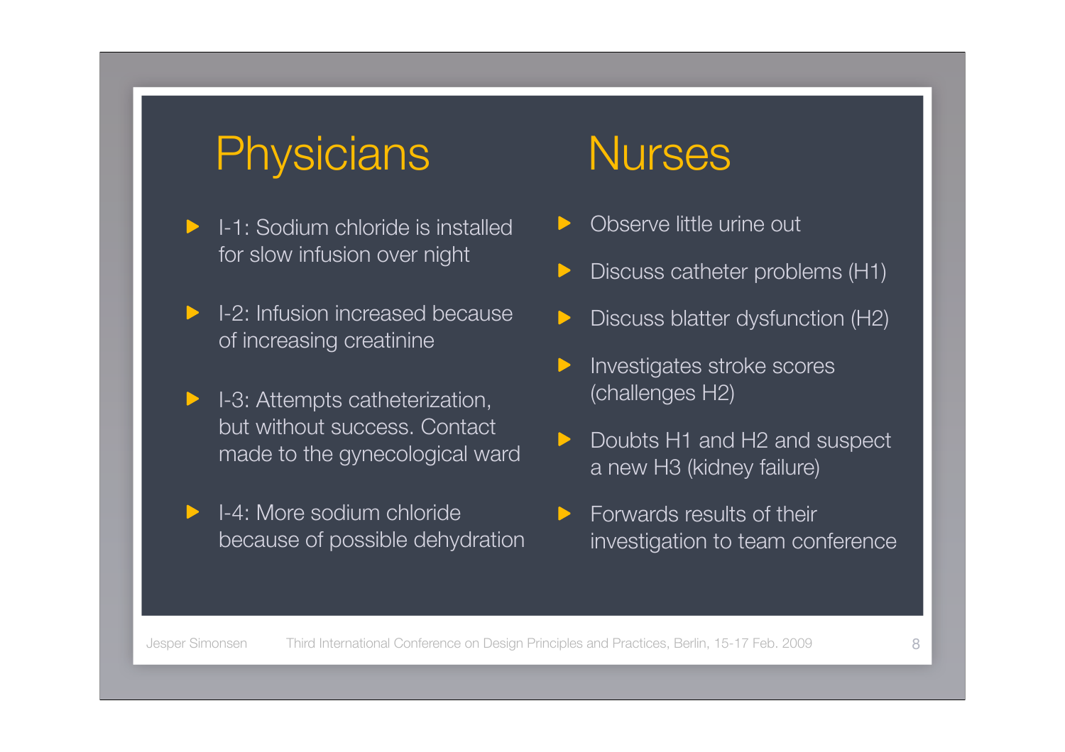## Physicians

- I-1: Sodium chloride is installed for slow infusion over night
- I-2: Infusion increased because of increasing creatinine
- I-3: Attempts catheterization, but without success. Contact made to the gynecological ward
- I-4: More sodium chloride because of possible dehydration

## Nurses

- Observe little urine out
- Discuss catheter problems (H1)
- Discuss blatter dysfunction (H2)
- Investigates stroke scores (challenges H2)
- Doubts H1 and H2 and suspect a new H3 (kidney failure)
- Forwards results of their investigation to team conference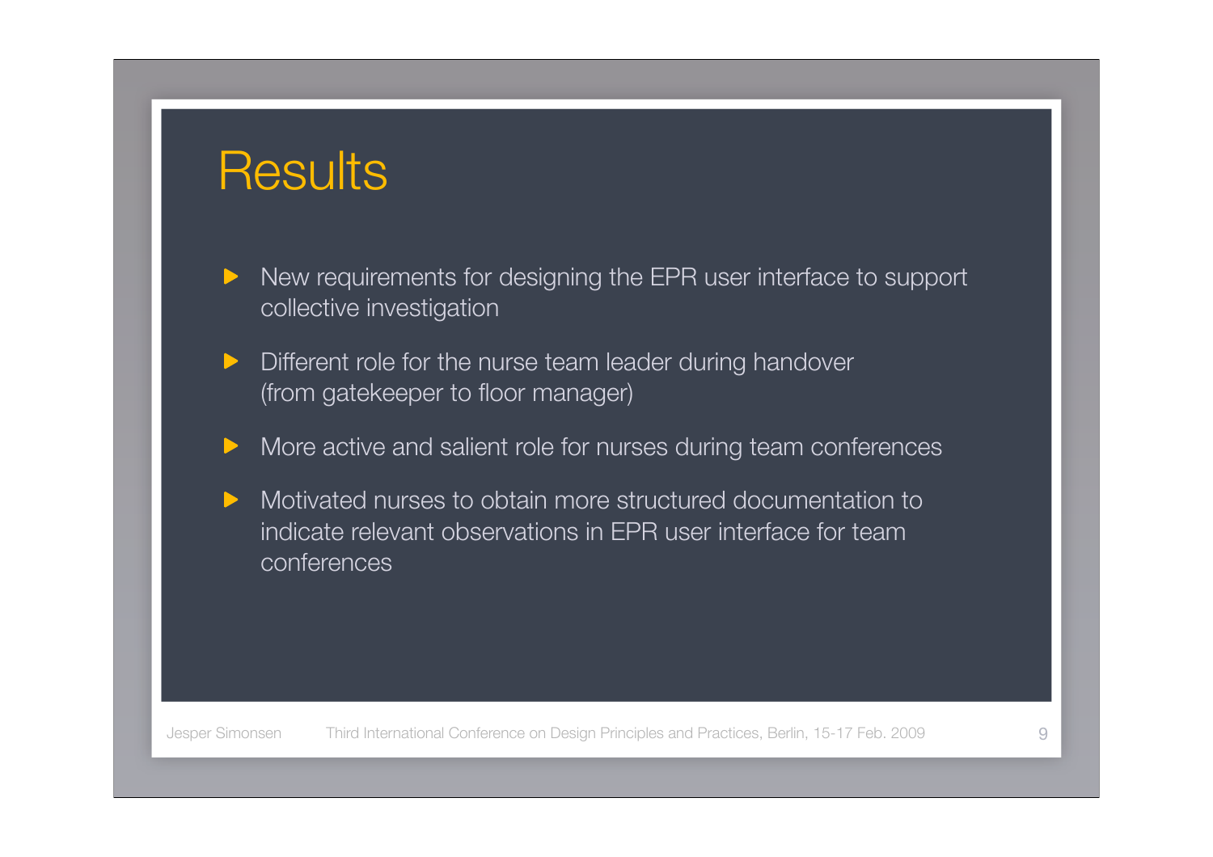# Results

- New requirements for designing the EPR user interface to support collective investigation
- Different role for the nurse team leader during handover (from gatekeeper to floor manager)
- More active and salient role for nurses during team conferences
- Motivated nurses to obtain more structured documentation to indicate relevant observations in EPR user interface for team conferences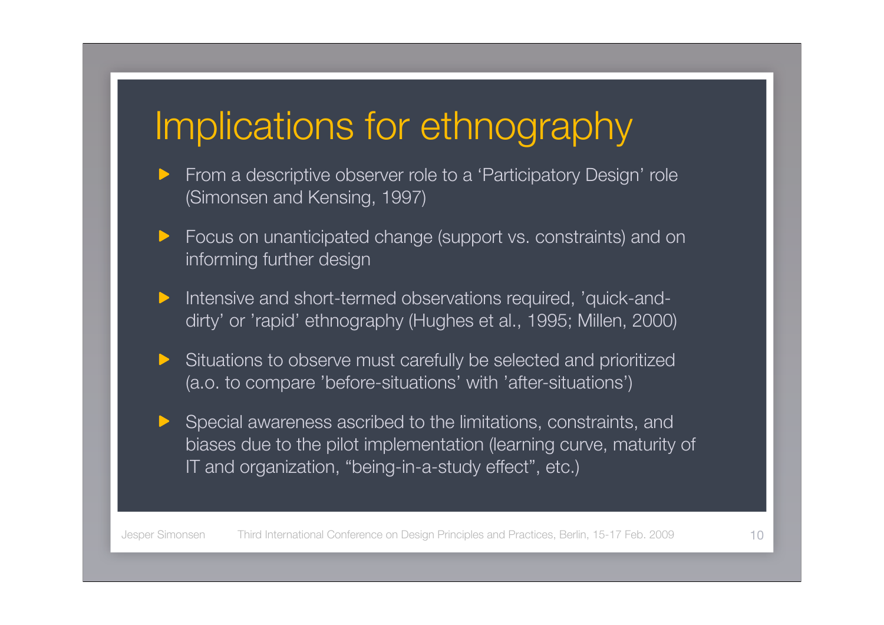# Implications for ethnography

- From a descriptive observer role to a ‘Participatory Design’ role (Simonsen and Kensing, 1997)
- Focus on unanticipated change (support vs. constraints) and on informing further design
- Intensive and short-termed observations required, ’quick-and-dirty’ or ’rapid’ ethnography (Hughes et al., 1995; Millen, 2000)
- Situations to observe must carefully be selected and prioritized (a.o. to compare ’before-situations’ with ’after-situations’)
- Special awareness ascribed to the limitations, constraints, and biases due to the pilot implementation (learning curve, maturity of IT and organization, “being-in-a-study effect”, etc.)